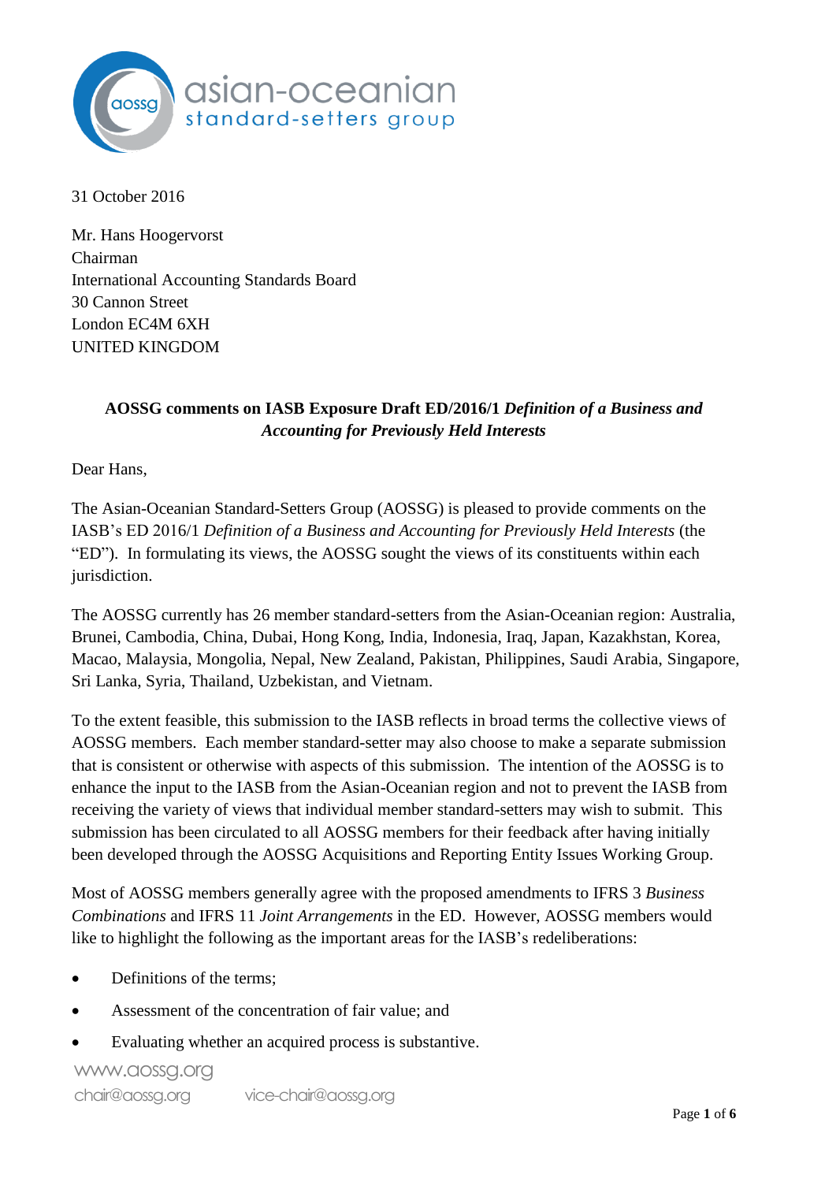31 October 2016

Mr. Hans Hoogervorst
Chairman
International Accounting Standards Board
30 Cannon Street
London EC4M 6XH
UNITED KINGDOM

**AOSSG comments on IASB Exposure Draft ED/2016/1 *Definition of a Business and Accounting for Previously Held Interests***

Dear Hans,

The Asian-Oceanian Standard-Setters Group (AOSSG) is pleased to provide comments on the IASB's ED 2016/1 *Definition of a Business and Accounting for Previously Held Interests* (the "ED"). In formulating its views, the AOSSG sought the views of its constituents within each jurisdiction.

The AOSSG currently has 26 member standard-setters from the Asian-Oceanian region: Australia, Brunei, Cambodia, China, Dubai, Hong Kong, India, Indonesia, Iraq, Japan, Kazakhstan, Korea, Macao, Malaysia, Mongolia, Nepal, New Zealand, Pakistan, Philippines, Saudi Arabia, Singapore, Sri Lanka, Syria, Thailand, Uzbekistan, and Vietnam.

To the extent feasible, this submission to the IASB reflects in broad terms the collective views of AOSSG members. Each member standard-setter may also choose to make a separate submission that is consistent or otherwise with aspects of this submission. The intention of the AOSSG is to enhance the input to the IASB from the Asian-Oceanian region and not to prevent the IASB from receiving the variety of views that individual member standard-setters may wish to submit. This submission has been circulated to all AOSSG members for their feedback after having initially been developed through the AOSSG Acquisitions and Reporting Entity Issues Working Group.

Most of AOSSG members generally agree with the proposed amendments to IFRS 3 *Business Combinations* and IFRS 11 *Joint Arrangements* in the ED. However, AOSSG members would like to highlight the following as the important areas for the IASB's redeliberations:

- Definitions of the terms;
- Assessment of the concentration of fair value; and
- Evaluating whether an acquired process is substantive.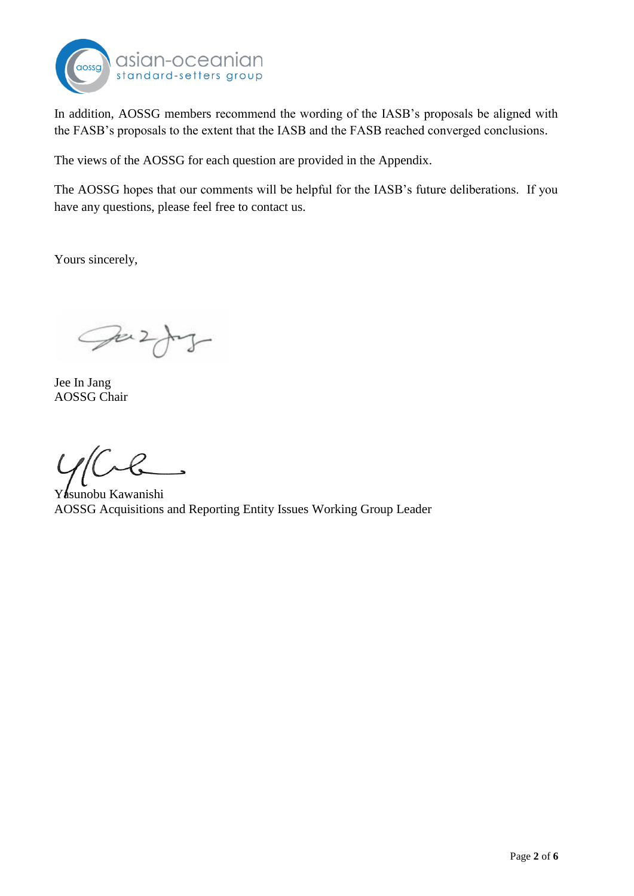In addition, AOSSG members recommend the wording of the IASB's proposals be aligned with the FASB's proposals to the extent that the IASB and the FASB reached converged conclusions.

The views of the AOSSG for each question are provided in the Appendix.

The AOSSG hopes that our comments will be helpful for the IASB's future deliberations. If you have any questions, please feel free to contact us.

Yours sincerely,

Jee In Jang
AOSSG Chair

Yasunobu Kawanishi
AOSSG Acquisitions and Reporting Entity Issues Working Group Leader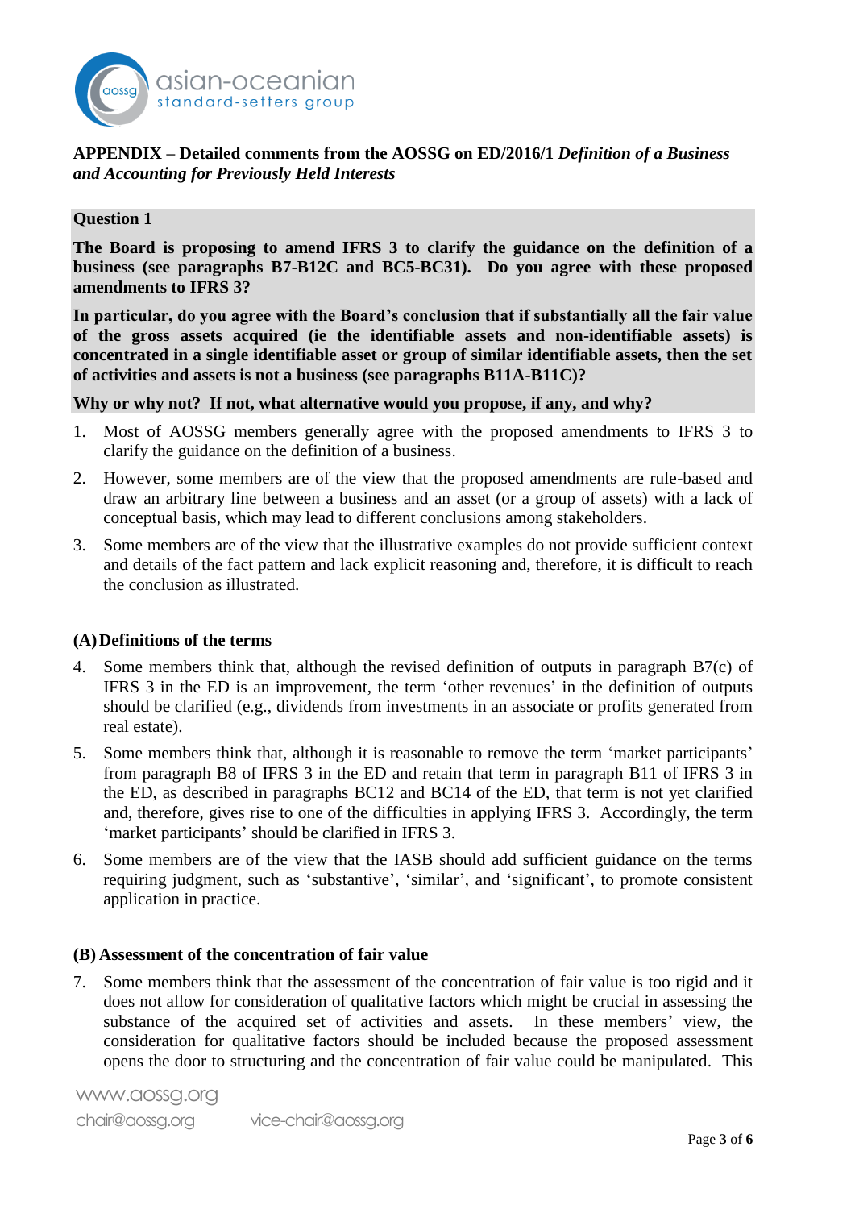**APPENDIX – Detailed comments from the AOSSG on ED/2016/1 *Definition of a Business and Accounting for Previously Held Interests***

**Question 1**

**The Board is proposing to amend IFRS 3 to clarify the guidance on the definition of a business (see paragraphs B7-B12C and BC5-BC31). Do you agree with these proposed amendments to IFRS 3?**

**In particular, do you agree with the Board's conclusion that if substantially all the fair value of the gross assets acquired (ie the identifiable assets and non-identifiable assets) is concentrated in a single identifiable asset or group of similar identifiable assets, then the set of activities and assets is not a business (see paragraphs B11A-B11C)?**

**Why or why not? If not, what alternative would you propose, if any, and why?**

1. Most of AOSSG members generally agree with the proposed amendments to IFRS 3 to clarify the guidance on the definition of a business.
2. However, some members are of the view that the proposed amendments are rule-based and draw an arbitrary line between a business and an asset (or a group of assets) with a lack of conceptual basis, which may lead to different conclusions among stakeholders.
3. Some members are of the view that the illustrative examples do not provide sufficient context and details of the fact pattern and lack explicit reasoning and, therefore, it is difficult to reach the conclusion as illustrated.

**(A) Definitions of the terms**

4. Some members think that, although the revised definition of outputs in paragraph B7(c) of IFRS 3 in the ED is an improvement, the term 'other revenues' in the definition of outputs should be clarified (e.g., dividends from investments in an associate or profits generated from real estate).
5. Some members think that, although it is reasonable to remove the term 'market participants' from paragraph B8 of IFRS 3 in the ED and retain that term in paragraph B11 of IFRS 3 in the ED, as described in paragraphs BC12 and BC14 of the ED, that term is not yet clarified and, therefore, gives rise to one of the difficulties in applying IFRS 3. Accordingly, the term 'market participants' should be clarified in IFRS 3.
6. Some members are of the view that the IASB should add sufficient guidance on the terms requiring judgment, such as 'substantive', 'similar', and 'significant', to promote consistent application in practice.

**(B) Assessment of the concentration of fair value**

7. Some members think that the assessment of the concentration of fair value is too rigid and it does not allow for consideration of qualitative factors which might be crucial in assessing the substance of the acquired set of activities and assets. In these members' view, the consideration for qualitative factors should be included because the proposed assessment opens the door to structuring and the concentration of fair value could be manipulated. This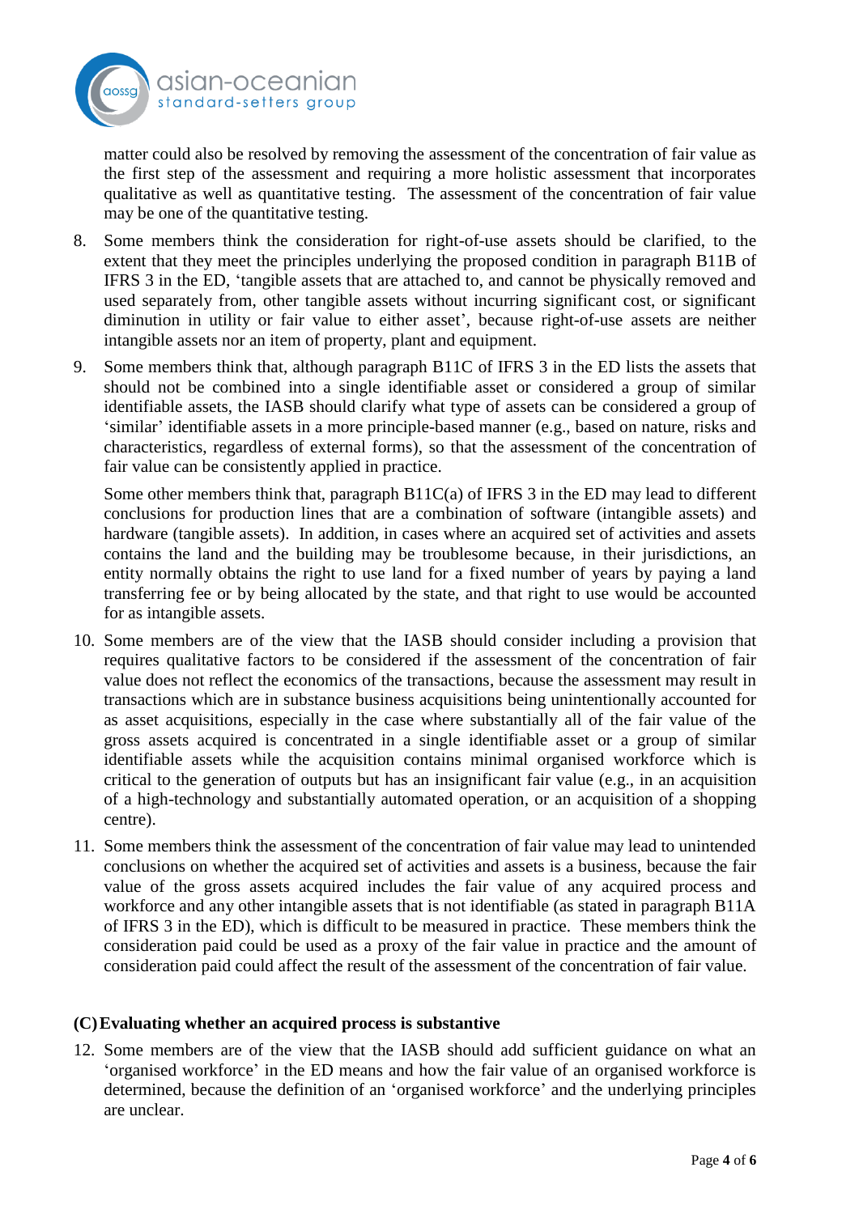matter could also be resolved by removing the assessment of the concentration of fair value as the first step of the assessment and requiring a more holistic assessment that incorporates qualitative as well as quantitative testing. The assessment of the concentration of fair value may be one of the quantitative testing.

8. Some members think the consideration for right-of-use assets should be clarified, to the extent that they meet the principles underlying the proposed condition in paragraph B11B of IFRS 3 in the ED, 'tangible assets that are attached to, and cannot be physically removed and used separately from, other tangible assets without incurring significant cost, or significant diminution in utility or fair value to either asset', because right-of-use assets are neither intangible assets nor an item of property, plant and equipment.

9. Some members think that, although paragraph B11C of IFRS 3 in the ED lists the assets that should not be combined into a single identifiable asset or considered a group of similar identifiable assets, the IASB should clarify what type of assets can be considered a group of 'similar' identifiable assets in a more principle-based manner (e.g., based on nature, risks and characteristics, regardless of external forms), so that the assessment of the concentration of fair value can be consistently applied in practice.

   Some other members think that, paragraph B11C(a) of IFRS 3 in the ED may lead to different conclusions for production lines that are a combination of software (intangible assets) and hardware (tangible assets). In addition, in cases where an acquired set of activities and assets contains the land and the building may be troublesome because, in their jurisdictions, an entity normally obtains the right to use land for a fixed number of years by paying a land transferring fee or by being allocated by the state, and that right to use would be accounted for as intangible assets.

10. Some members are of the view that the IASB should consider including a provision that requires qualitative factors to be considered if the assessment of the concentration of fair value does not reflect the economics of the transactions, because the assessment may result in transactions which are in substance business acquisitions being unintentionally accounted for as asset acquisitions, especially in the case where substantially all of the fair value of the gross assets acquired is concentrated in a single identifiable asset or a group of similar identifiable assets while the acquisition contains minimal organised workforce which is critical to the generation of outputs but has an insignificant fair value (e.g., in an acquisition of a high-technology and substantially automated operation, or an acquisition of a shopping centre).

11. Some members think the assessment of the concentration of fair value may lead to unintended conclusions on whether the acquired set of activities and assets is a business, because the fair value of the gross assets acquired includes the fair value of any acquired process and workforce and any other intangible assets that is not identifiable (as stated in paragraph B11A of IFRS 3 in the ED), which is difficult to be measured in practice. These members think the consideration paid could be used as a proxy of the fair value in practice and the amount of consideration paid could affect the result of the assessment of the concentration of fair value.

## (C) Evaluating whether an acquired process is substantive

12. Some members are of the view that the IASB should add sufficient guidance on what an 'organised workforce' in the ED means and how the fair value of an organised workforce is determined, because the definition of an 'organised workforce' and the underlying principles are unclear.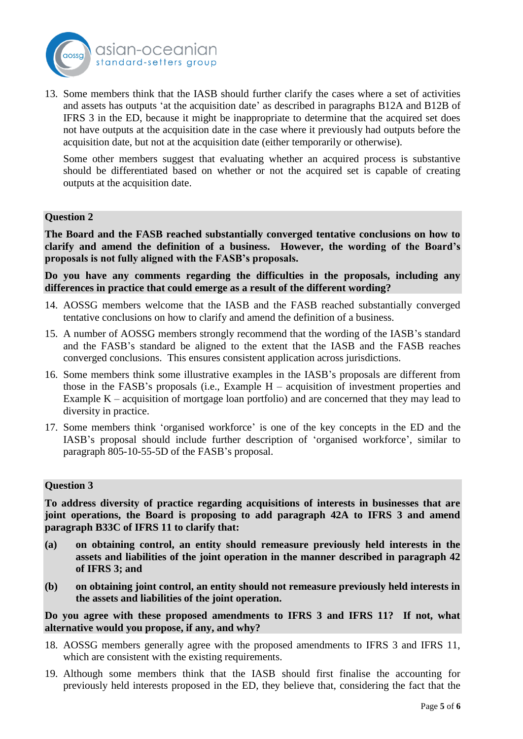13. Some members think that the IASB should further clarify the cases where a set of activities and assets has outputs 'at the acquisition date' as described in paragraphs B12A and B12B of IFRS 3 in the ED, because it might be inappropriate to determine that the acquired set does not have outputs at the acquisition date in the case where it previously had outputs before the acquisition date, but not at the acquisition date (either temporarily or otherwise).

    Some other members suggest that evaluating whether an acquired process is substantive should be differentiated based on whether or not the acquired set is capable of creating outputs at the acquisition date.

**Question 2**

**The Board and the FASB reached substantially converged tentative conclusions on how to clarify and amend the definition of a business. However, the wording of the Board's proposals is not fully aligned with the FASB's proposals.**

**Do you have any comments regarding the difficulties in the proposals, including any differences in practice that could emerge as a result of the different wording?**

14. AOSSG members welcome that the IASB and the FASB reached substantially converged tentative conclusions on how to clarify and amend the definition of a business.

15. A number of AOSSG members strongly recommend that the wording of the IASB's standard and the FASB's standard be aligned to the extent that the IASB and the FASB reaches converged conclusions. This ensures consistent application across jurisdictions.

16. Some members think some illustrative examples in the IASB's proposals are different from those in the FASB's proposals (i.e., Example H – acquisition of investment properties and Example K – acquisition of mortgage loan portfolio) and are concerned that they may lead to diversity in practice.

17. Some members think 'organised workforce' is one of the key concepts in the ED and the IASB's proposal should include further description of 'organised workforce', similar to paragraph 805-10-55-5D of the FASB's proposal.

**Question 3**

**To address diversity of practice regarding acquisitions of interests in businesses that are joint operations, the Board is proposing to add paragraph 42A to IFRS 3 and amend paragraph B33C of IFRS 11 to clarify that:**

**(a)** **on obtaining control, an entity should remeasure previously held interests in the assets and liabilities of the joint operation in the manner described in paragraph 42 of IFRS 3; and**

**(b)** **on obtaining joint control, an entity should not remeasure previously held interests in the assets and liabilities of the joint operation.**

**Do you agree with these proposed amendments to IFRS 3 and IFRS 11? If not, what alternative would you propose, if any, and why?**

18. AOSSG members generally agree with the proposed amendments to IFRS 3 and IFRS 11, which are consistent with the existing requirements.

19. Although some members think that the IASB should first finalise the accounting for previously held interests proposed in the ED, they believe that, considering the fact that the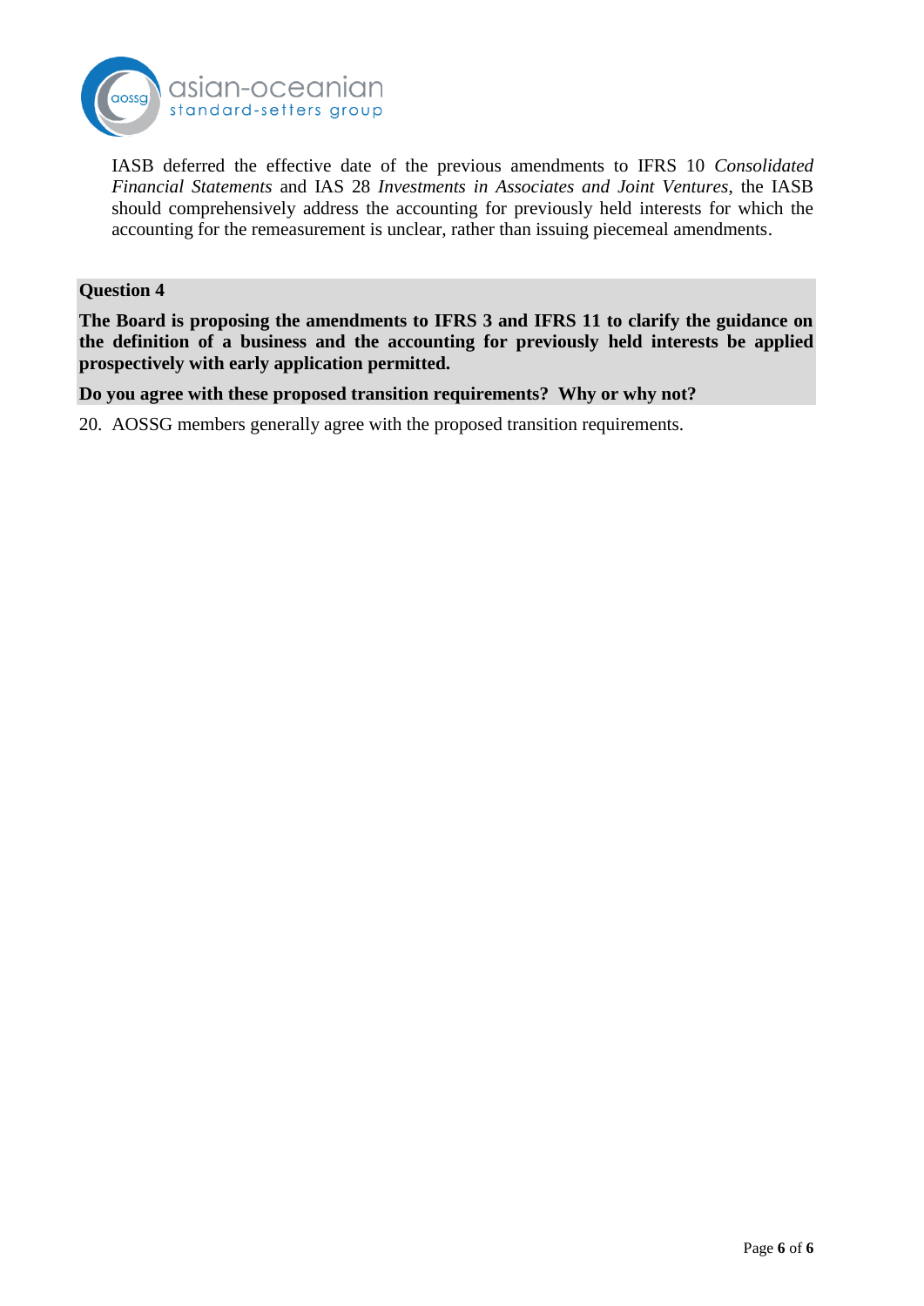IASB deferred the effective date of the previous amendments to IFRS 10 *Consolidated Financial Statements* and IAS 28 *Investments in Associates and Joint Ventures*, the IASB should comprehensively address the accounting for previously held interests for which the accounting for the remeasurement is unclear, rather than issuing piecemeal amendments.

**Question 4**

**The Board is proposing the amendments to IFRS 3 and IFRS 11 to clarify the guidance on the definition of a business and the accounting for previously held interests be applied prospectively with early application permitted.**

**Do you agree with these proposed transition requirements? Why or why not?**

20. AOSSG members generally agree with the proposed transition requirements.